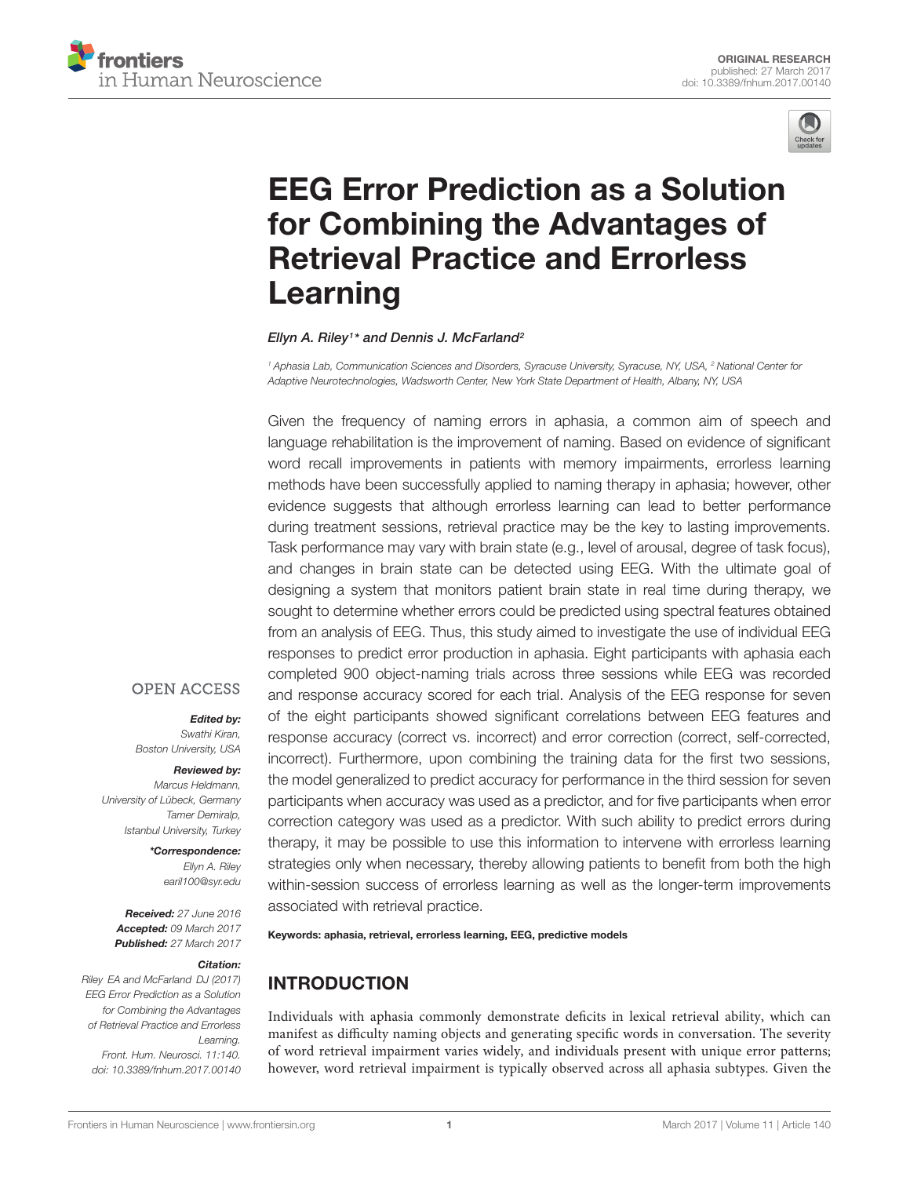ORIGINAL RESEARCH
published: 27 March 2017
doi: 10.3389/fnhum.2017.00140

# EEG Error Prediction as a Solution for Combining the Advantages of Retrieval Practice and Errorless Learning

*Ellyn A. Riley[1]\* and Dennis J. McFarland[2]*

[1] Aphasia Lab, Communication Sciences and Disorders, Syracuse University, Syracuse, NY, USA, [2] National Center for Adaptive Neurotechnologies, Wadsworth Center, New York State Department of Health, Albany, NY, USA

Given the frequency of naming errors in aphasia, a common aim of speech and language rehabilitation is the improvement of naming. Based on evidence of significant word recall improvements in patients with memory impairments, errorless learning methods have been successfully applied to naming therapy in aphasia; however, other evidence suggests that although errorless learning can lead to better performance during treatment sessions, retrieval practice may be the key to lasting improvements. Task performance may vary with brain state (e.g., level of arousal, degree of task focus), and changes in brain state can be detected using EEG. With the ultimate goal of designing a system that monitors patient brain state in real time during therapy, we sought to determine whether errors could be predicted using spectral features obtained from an analysis of EEG. Thus, this study aimed to investigate the use of individual EEG responses to predict error production in aphasia. Eight participants with aphasia each completed 900 object-naming trials across three sessions while EEG was recorded and response accuracy scored for each trial. Analysis of the EEG response for seven of the eight participants showed significant correlations between EEG features and response accuracy (correct vs. incorrect) and error correction (correct, self-corrected, incorrect). Furthermore, upon combining the training data for the first two sessions, the model generalized to predict accuracy for performance in the third session for seven participants when accuracy was used as a predictor, and for five participants when error correction category was used as a predictor. With such ability to predict errors during therapy, it may be possible to use this information to intervene with errorless learning strategies only when necessary, thereby allowing patients to benefit from both the high within-session success of errorless learning as well as the longer-term improvements associated with retrieval practice.

**Keywords: aphasia, retrieval, errorless learning, EEG, predictive models**

OPEN ACCESS

***Edited by:***
*Swathi Kiran,*
*Boston University, USA*

***Reviewed by:***
*Marcus Heldmann,*
*University of Lübeck, Germany*
*Tamer Demiralp,*
*Istanbul University, Turkey*

***\*Correspondence:***
*Ellyn A. Riley*
*earil100@syr.edu*

***Received:*** *27 June 2016*
***Accepted:*** *09 March 2017*
***Published:*** *27 March 2017*

***Citation:***
*Riley EA and McFarland DJ (2017) EEG Error Prediction as a Solution for Combining the Advantages of Retrieval Practice and Errorless Learning. Front. Hum. Neurosci. 11:140. doi: 10.3389/fnhum.2017.00140*

## INTRODUCTION

Individuals with aphasia commonly demonstrate deficits in lexical retrieval ability, which can manifest as difficulty naming objects and generating specific words in conversation. The severity of word retrieval impairment varies widely, and individuals present with unique error patterns; however, word retrieval impairment is typically observed across all aphasia subtypes. Given the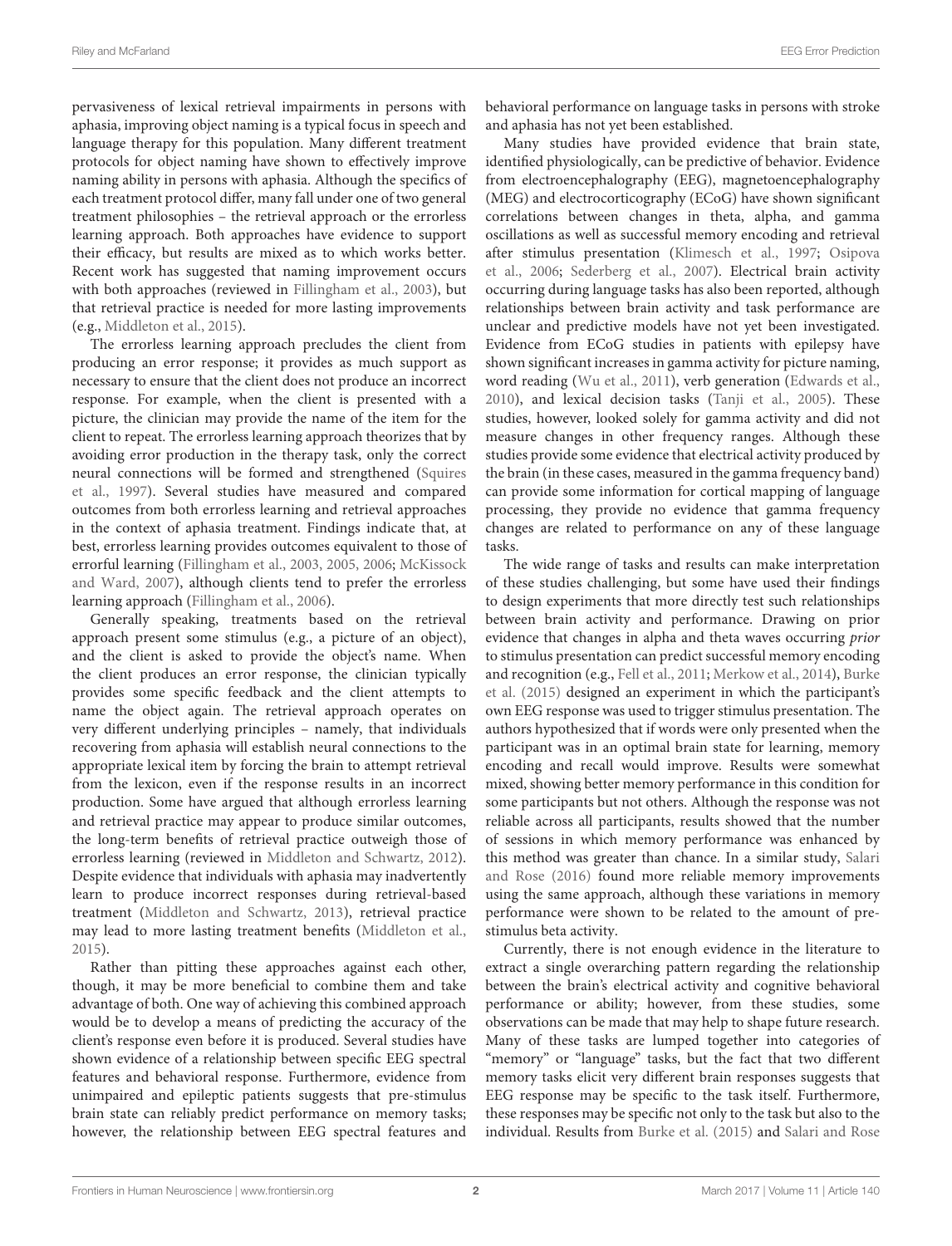pervasiveness of lexical retrieval impairments in persons with aphasia, improving object naming is a typical focus in speech and language therapy for this population. Many different treatment protocols for object naming have shown to effectively improve naming ability in persons with aphasia. Although the specifics of each treatment protocol differ, many fall under one of two general treatment philosophies – the retrieval approach or the errorless learning approach. Both approaches have evidence to support their efficacy, but results are mixed as to which works better. Recent work has suggested that naming improvement occurs with both approaches (reviewed in Fillingham et al., 2003), but that retrieval practice is needed for more lasting improvements (e.g., Middleton et al., 2015).

The errorless learning approach precludes the client from producing an error response; it provides as much support as necessary to ensure that the client does not produce an incorrect response. For example, when the client is presented with a picture, the clinician may provide the name of the item for the client to repeat. The errorless learning approach theorizes that by avoiding error production in the therapy task, only the correct neural connections will be formed and strengthened (Squires et al., 1997). Several studies have measured and compared outcomes from both errorless learning and retrieval approaches in the context of aphasia treatment. Findings indicate that, at best, errorless learning provides outcomes equivalent to those of errorful learning (Fillingham et al., 2003, 2005, 2006; McKissock and Ward, 2007), although clients tend to prefer the errorless learning approach (Fillingham et al., 2006).

Generally speaking, treatments based on the retrieval approach present some stimulus (e.g., a picture of an object), and the client is asked to provide the object's name. When the client produces an error response, the clinician typically provides some specific feedback and the client attempts to name the object again. The retrieval approach operates on very different underlying principles – namely, that individuals recovering from aphasia will establish neural connections to the appropriate lexical item by forcing the brain to attempt retrieval from the lexicon, even if the response results in an incorrect production. Some have argued that although errorless learning and retrieval practice may appear to produce similar outcomes, the long-term benefits of retrieval practice outweigh those of errorless learning (reviewed in Middleton and Schwartz, 2012). Despite evidence that individuals with aphasia may inadvertently learn to produce incorrect responses during retrieval-based treatment (Middleton and Schwartz, 2013), retrieval practice may lead to more lasting treatment benefits (Middleton et al., 2015).

Rather than pitting these approaches against each other, though, it may be more beneficial to combine them and take advantage of both. One way of achieving this combined approach would be to develop a means of predicting the accuracy of the client's response even before it is produced. Several studies have shown evidence of a relationship between specific EEG spectral features and behavioral response. Furthermore, evidence from unimpaired and epileptic patients suggests that pre-stimulus brain state can reliably predict performance on memory tasks; however, the relationship between EEG spectral features and behavioral performance on language tasks in persons with stroke and aphasia has not yet been established.

Many studies have provided evidence that brain state, identified physiologically, can be predictive of behavior. Evidence from electroencephalography (EEG), magnetoencephalography (MEG) and electrocorticography (ECoG) have shown significant correlations between changes in theta, alpha, and gamma oscillations as well as successful memory encoding and retrieval after stimulus presentation (Klimesch et al., 1997; Osipova et al., 2006; Sederberg et al., 2007). Electrical brain activity occurring during language tasks has also been reported, although relationships between brain activity and task performance are unclear and predictive models have not yet been investigated. Evidence from ECoG studies in patients with epilepsy have shown significant increases in gamma activity for picture naming, word reading (Wu et al., 2011), verb generation (Edwards et al., 2010), and lexical decision tasks (Tanji et al., 2005). These studies, however, looked solely for gamma activity and did not measure changes in other frequency ranges. Although these studies provide some evidence that electrical activity produced by the brain (in these cases, measured in the gamma frequency band) can provide some information for cortical mapping of language processing, they provide no evidence that gamma frequency changes are related to performance on any of these language tasks.

The wide range of tasks and results can make interpretation of these studies challenging, but some have used their findings to design experiments that more directly test such relationships between brain activity and performance. Drawing on prior evidence that changes in alpha and theta waves occurring *prior* to stimulus presentation can predict successful memory encoding and recognition (e.g., Fell et al., 2011; Merkow et al., 2014), Burke et al. (2015) designed an experiment in which the participant's own EEG response was used to trigger stimulus presentation. The authors hypothesized that if words were only presented when the participant was in an optimal brain state for learning, memory encoding and recall would improve. Results were somewhat mixed, showing better memory performance in this condition for some participants but not others. Although the response was not reliable across all participants, results showed that the number of sessions in which memory performance was enhanced by this method was greater than chance. In a similar study, Salari and Rose (2016) found more reliable memory improvements using the same approach, although these variations in memory performance were shown to be related to the amount of pre-stimulus beta activity.

Currently, there is not enough evidence in the literature to extract a single overarching pattern regarding the relationship between the brain's electrical activity and cognitive behavioral performance or ability; however, from these studies, some observations can be made that may help to shape future research. Many of these tasks are lumped together into categories of "memory" or "language" tasks, but the fact that two different memory tasks elicit very different brain responses suggests that EEG response may be specific to the task itself. Furthermore, these responses may be specific not only to the task but also to the individual. Results from Burke et al. (2015) and Salari and Rose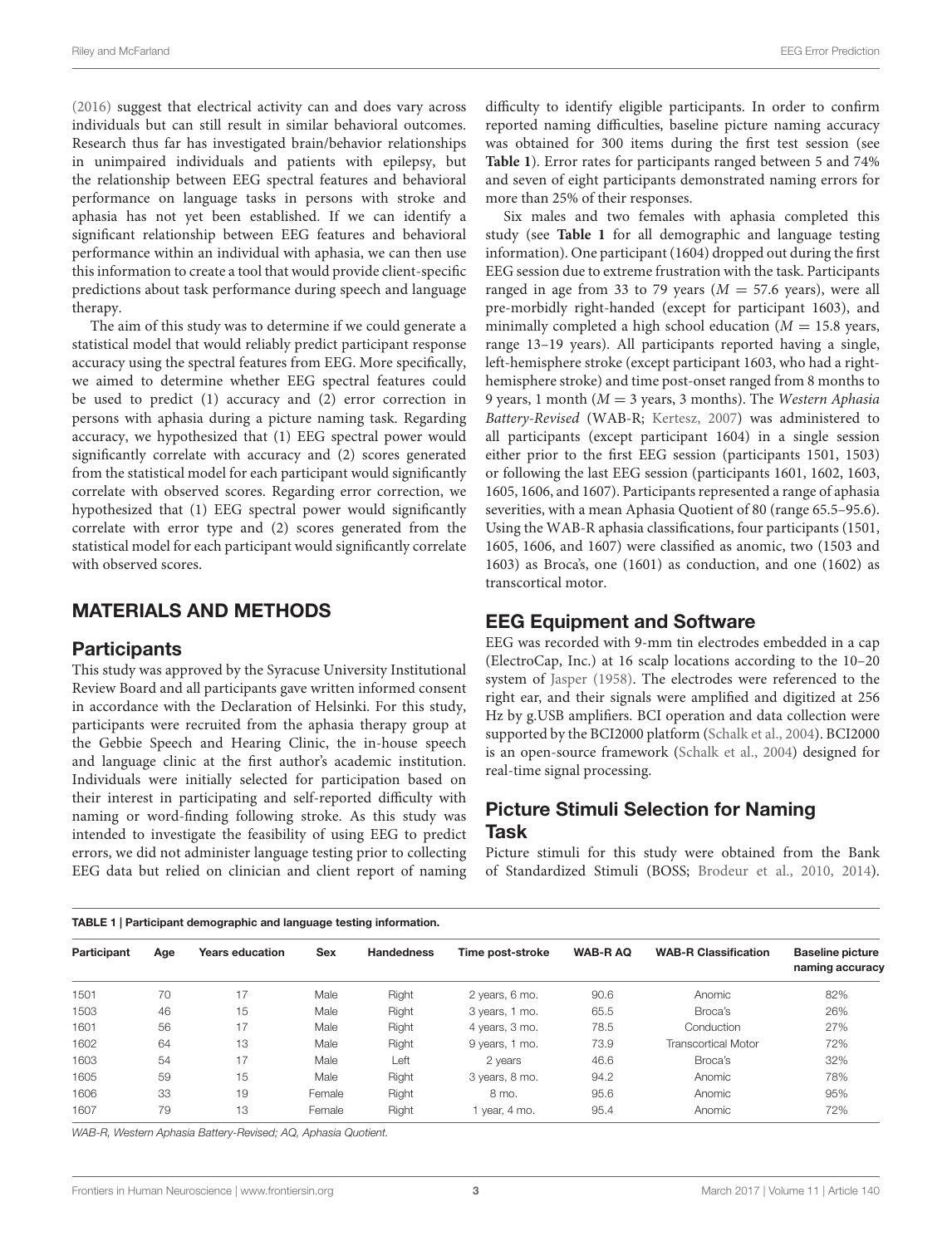(2016) suggest that electrical activity can and does vary across individuals but can still result in similar behavioral outcomes. Research thus far has investigated brain/behavior relationships in unimpaired individuals and patients with epilepsy, but the relationship between EEG spectral features and behavioral performance on language tasks in persons with stroke and aphasia has not yet been established. If we can identify a significant relationship between EEG features and behavioral performance within an individual with aphasia, we can then use this information to create a tool that would provide client-specific predictions about task performance during speech and language therapy.

The aim of this study was to determine if we could generate a statistical model that would reliably predict participant response accuracy using the spectral features from EEG. More specifically, we aimed to determine whether EEG spectral features could be used to predict (1) accuracy and (2) error correction in persons with aphasia during a picture naming task. Regarding accuracy, we hypothesized that (1) EEG spectral power would significantly correlate with accuracy and (2) scores generated from the statistical model for each participant would significantly correlate with observed scores. Regarding error correction, we hypothesized that (1) EEG spectral power would significantly correlate with error type and (2) scores generated from the statistical model for each participant would significantly correlate with observed scores.

## MATERIALS AND METHODS

### Participants

This study was approved by the Syracuse University Institutional Review Board and all participants gave written informed consent in accordance with the Declaration of Helsinki. For this study, participants were recruited from the aphasia therapy group at the Gebbie Speech and Hearing Clinic, the in-house speech and language clinic at the first author's academic institution. Individuals were initially selected for participation based on their interest in participating and self-reported difficulty with naming or word-finding following stroke. As this study was intended to investigate the feasibility of using EEG to predict errors, we did not administer language testing prior to collecting EEG data but relied on clinician and client report of naming difficulty to identify eligible participants. In order to confirm reported naming difficulties, baseline picture naming accuracy was obtained for 300 items during the first test session (see **Table 1**). Error rates for participants ranged between 5 and 74% and seven of eight participants demonstrated naming errors for more than 25% of their responses.

Six males and two females with aphasia completed this study (see **Table 1** for all demographic and language testing information). One participant (1604) dropped out during the first EEG session due to extreme frustration with the task. Participants ranged in age from 33 to 79 years ($M = 57.6$ years), were all pre-morbidly right-handed (except for participant 1603), and minimally completed a high school education ($M = 15.8$ years, range 13–19 years). All participants reported having a single, left-hemisphere stroke (except participant 1603, who had a right-hemisphere stroke) and time post-onset ranged from 8 months to 9 years, 1 month ($M = 3$ years, 3 months). The *Western Aphasia Battery-Revised* (WAB-R; Kertesz, 2007) was administered to all participants (except participant 1604) in a single session either prior to the first EEG session (participants 1501, 1503) or following the last EEG session (participants 1601, 1602, 1603, 1605, 1606, and 1607). Participants represented a range of aphasia severities, with a mean Aphasia Quotient of 80 (range 65.5–95.6). Using the WAB-R aphasia classifications, four participants (1501, 1605, 1606, and 1607) were classified as anomic, two (1503 and 1603) as Broca's, one (1601) as conduction, and one (1602) as transcortical motor.

**TABLE 1 | Participant demographic and language testing information.**

| Participant | Age | Years education | Sex | Handedness | Time post-stroke | WAB-R AQ | WAB-R Classification | Baseline picture naming accuracy |
|---|---|---|---|---|---|---|---|---|
| 1501 | 70 | 17 | Male | Right | 2 years, 6 mo. | 90.6 | Anomic | 82% |
| 1503 | 46 | 15 | Male | Right | 3 years, 1 mo. | 65.5 | Broca's | 26% |
| 1601 | 56 | 17 | Male | Right | 4 years, 3 mo. | 78.5 | Conduction | 27% |
| 1602 | 64 | 13 | Male | Right | 9 years, 1 mo. | 73.9 | Transcortical Motor | 72% |
| 1603 | 54 | 17 | Male | Left | 2 years | 46.6 | Broca's | 32% |
| 1605 | 59 | 15 | Male | Right | 3 years, 8 mo. | 94.2 | Anomic | 78% |
| 1606 | 33 | 19 | Female | Right | 8 mo. | 95.6 | Anomic | 95% |
| 1607 | 79 | 13 | Female | Right | 1 year, 4 mo. | 95.4 | Anomic | 72% |

*WAB-R, Western Aphasia Battery-Revised; AQ, Aphasia Quotient.*

### EEG Equipment and Software

EEG was recorded with 9-mm tin electrodes embedded in a cap (ElectroCap, Inc.) at 16 scalp locations according to the 10–20 system of Jasper (1958). The electrodes were referenced to the right ear, and their signals were amplified and digitized at 256 Hz by g.USB amplifiers. BCI operation and data collection were supported by the BCI2000 platform (Schalk et al., 2004). BCI2000 is an open-source framework (Schalk et al., 2004) designed for real-time signal processing.

### Picture Stimuli Selection for Naming Task

Picture stimuli for this study were obtained from the Bank of Standardized Stimuli (BOSS; Brodeur et al., 2010, 2014).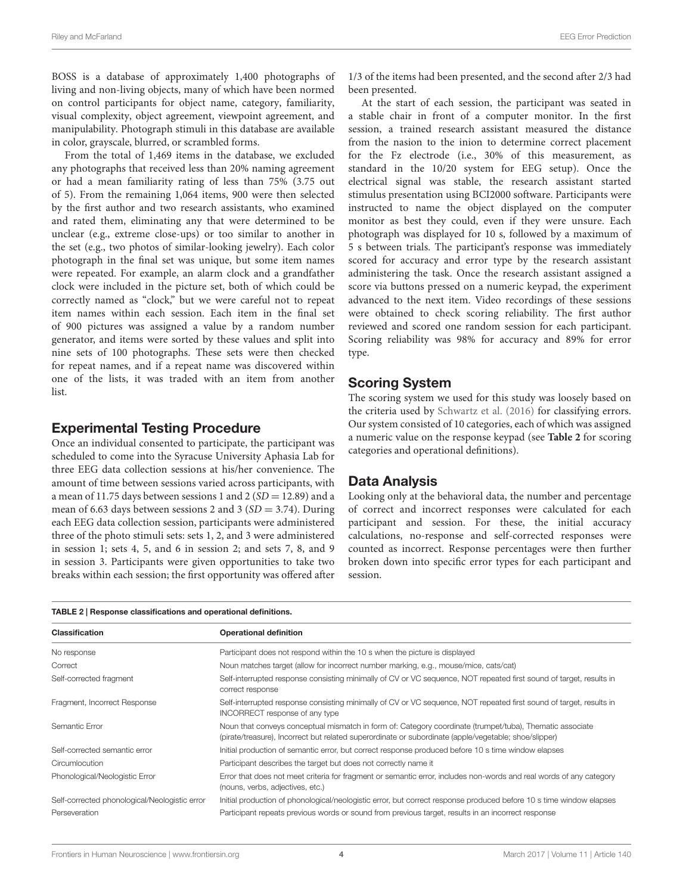BOSS is a database of approximately 1,400 photographs of living and non-living objects, many of which have been normed on control participants for object name, category, familiarity, visual complexity, object agreement, viewpoint agreement, and manipulability. Photograph stimuli in this database are available in color, grayscale, blurred, or scrambled forms.

From the total of 1,469 items in the database, we excluded any photographs that received less than 20% naming agreement or had a mean familiarity rating of less than 75% (3.75 out of 5). From the remaining 1,064 items, 900 were then selected by the first author and two research assistants, who examined and rated them, eliminating any that were determined to be unclear (e.g., extreme close-ups) or too similar to another in the set (e.g., two photos of similar-looking jewelry). Each color photograph in the final set was unique, but some item names were repeated. For example, an alarm clock and a grandfather clock were included in the picture set, both of which could be correctly named as "clock," but we were careful not to repeat item names within each session. Each item in the final set of 900 pictures was assigned a value by a random number generator, and items were sorted by these values and split into nine sets of 100 photographs. These sets were then checked for repeat names, and if a repeat name was discovered within one of the lists, it was traded with an item from another list.

## Experimental Testing Procedure

Once an individual consented to participate, the participant was scheduled to come into the Syracuse University Aphasia Lab for three EEG data collection sessions at his/her convenience. The amount of time between sessions varied across participants, with a mean of 11.75 days between sessions 1 and 2 ($SD = 12.89$) and a mean of 6.63 days between sessions 2 and 3 ($SD = 3.74$). During each EEG data collection session, participants were administered three of the photo stimuli sets: sets 1, 2, and 3 were administered in session 1; sets 4, 5, and 6 in session 2; and sets 7, 8, and 9 in session 3. Participants were given opportunities to take two breaks within each session; the first opportunity was offered after 1/3 of the items had been presented, and the second after 2/3 had been presented.

At the start of each session, the participant was seated in a stable chair in front of a computer monitor. In the first session, a trained research assistant measured the distance from the nasion to the inion to determine correct placement for the Fz electrode (i.e., 30% of this measurement, as standard in the 10/20 system for EEG setup). Once the electrical signal was stable, the research assistant started stimulus presentation using BCI2000 software. Participants were instructed to name the object displayed on the computer monitor as best they could, even if they were unsure. Each photograph was displayed for 10 s, followed by a maximum of 5 s between trials. The participant's response was immediately scored for accuracy and error type by the research assistant administering the task. Once the research assistant assigned a score via buttons pressed on a numeric keypad, the experiment advanced to the next item. Video recordings of these sessions were obtained to check scoring reliability. The first author reviewed and scored one random session for each participant. Scoring reliability was 98% for accuracy and 89% for error type.

## Scoring System

The scoring system we used for this study was loosely based on the criteria used by Schwartz et al. (2016) for classifying errors. Our system consisted of 10 categories, each of which was assigned a numeric value on the response keypad (see **Table 2** for scoring categories and operational definitions).

## Data Analysis

Looking only at the behavioral data, the number and percentage of correct and incorrect responses were calculated for each participant and session. For these, the initial accuracy calculations, no-response and self-corrected responses were counted as incorrect. Response percentages were then further broken down into specific error types for each participant and session.

**TABLE 2 | Response classifications and operational definitions.**

| Classification | Operational definition |
|---|---|
| No response | Participant does not respond within the 10 s when the picture is displayed |
| Correct | Noun matches target (allow for incorrect number marking, e.g., mouse/mice, cats/cat) |
| Self-corrected fragment | Self-interrupted response consisting minimally of CV or VC sequence, NOT repeated first sound of target, results in correct response |
| Fragment, Incorrect Response | Self-interrupted response consisting minimally of CV or VC sequence, NOT repeated first sound of target, results in INCORRECT response of any type |
| Semantic Error | Noun that conveys conceptual mismatch in form of: Category coordinate (trumpet/tuba), Thematic associate (pirate/treasure), Incorrect but related superordinate or subordinate (apple/vegetable; shoe/slipper) |
| Self-corrected semantic error | Initial production of semantic error, but correct response produced before 10 s time window elapses |
| Circumlocution | Participant describes the target but does not correctly name it |
| Phonological/Neologistic Error | Error that does not meet criteria for fragment or semantic error, includes non-words and real words of any category (nouns, verbs, adjectives, etc.) |
| Self-corrected phonological/Neologistic error | Initial production of phonological/neologistic error, but correct response produced before 10 s time window elapses |
| Perseveration | Participant repeats previous words or sound from previous target, results in an incorrect response |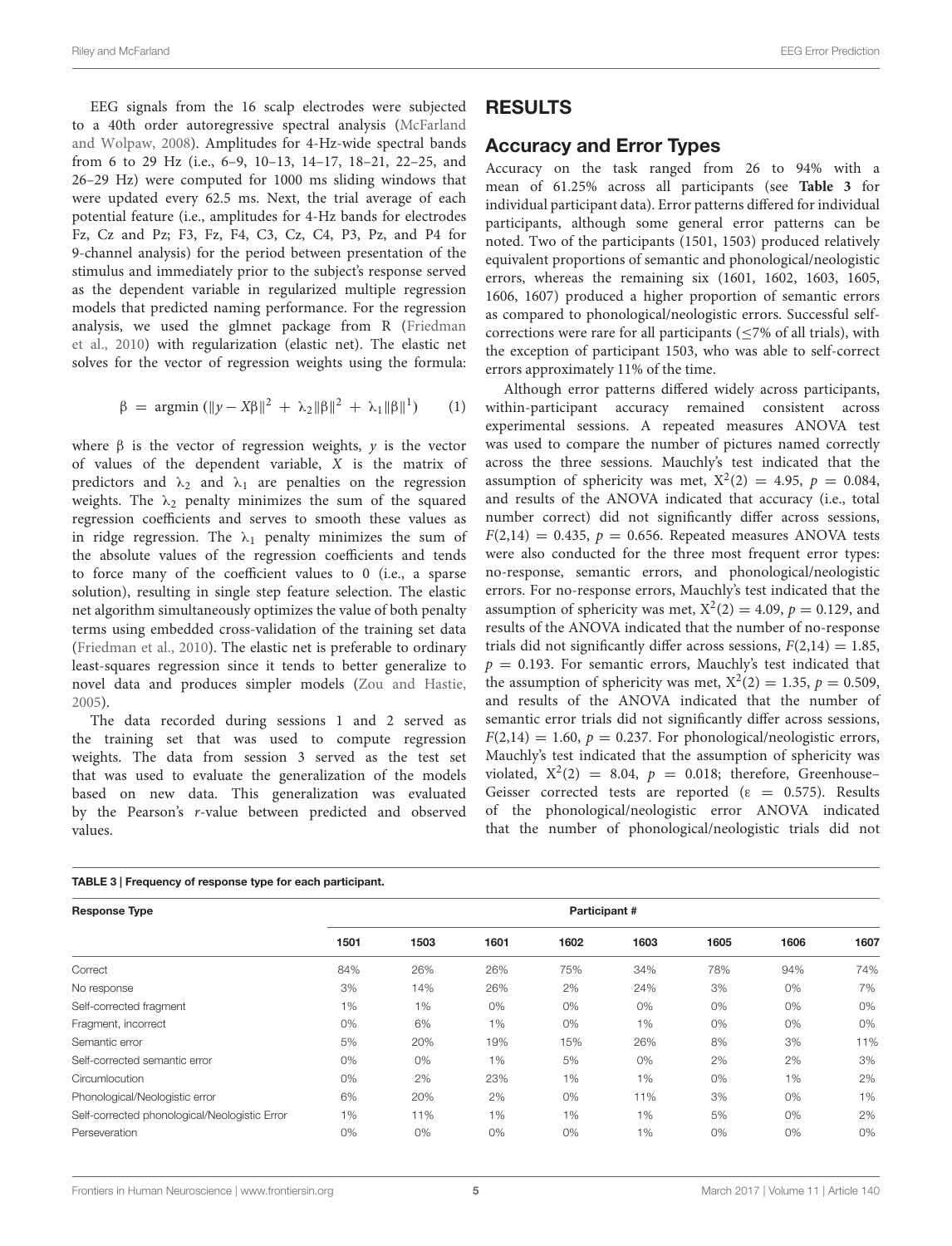EEG signals from the 16 scalp electrodes were subjected to a 40th order autoregressive spectral analysis (McFarland and Wolpaw, 2008). Amplitudes for 4-Hz-wide spectral bands from 6 to 29 Hz (i.e., 6–9, 10–13, 14–17, 18–21, 22–25, and 26–29 Hz) were computed for 1000 ms sliding windows that were updated every 62.5 ms. Next, the trial average of each potential feature (i.e., amplitudes for 4-Hz bands for electrodes Fz, Cz and Pz; F3, Fz, F4, C3, Cz, C4, P3, Pz, and P4 for 9-channel analysis) for the period between presentation of the stimulus and immediately prior to the subject's response served as the dependent variable in regularized multiple regression models that predicted naming performance. For the regression analysis, we used the glmnet package from R (Friedman et al., 2010) with regularization (elastic net). The elastic net solves for the vector of regression weights using the formula:

$$\beta = \operatorname{argmin} \left( \|y - X\beta\|^2 + \lambda_2 \|\beta\|^2 + \lambda_1 \|\beta\|^1 \right) \qquad (1)$$

where $\beta$ is the vector of regression weights, $y$ is the vector of values of the dependent variable, $X$ is the matrix of predictors and $\lambda_2$ and $\lambda_1$ are penalties on the regression weights. The $\lambda_2$ penalty minimizes the sum of the squared regression coefficients and serves to smooth these values as in ridge regression. The $\lambda_1$ penalty minimizes the sum of the absolute values of the regression coefficients and tends to force many of the coefficient values to 0 (i.e., a sparse solution), resulting in single step feature selection. The elastic net algorithm simultaneously optimizes the value of both penalty terms using embedded cross-validation of the training set data (Friedman et al., 2010). The elastic net is preferable to ordinary least-squares regression since it tends to better generalize to novel data and produces simpler models (Zou and Hastie, 2005).

The data recorded during sessions 1 and 2 served as the training set that was used to compute regression weights. The data from session 3 served as the test set that was used to evaluate the generalization of the models based on new data. This generalization was evaluated by the Pearson's $r$-value between predicted and observed values.

# RESULTS

## Accuracy and Error Types

Accuracy on the task ranged from 26 to 94% with a mean of 61.25% across all participants (see **Table 3** for individual participant data). Error patterns differed for individual participants, although some general error patterns can be noted. Two of the participants (1501, 1503) produced relatively equivalent proportions of semantic and phonological/neologistic errors, whereas the remaining six (1601, 1602, 1603, 1605, 1606, 1607) produced a higher proportion of semantic errors as compared to phonological/neologistic errors. Successful self-corrections were rare for all participants ($\leq$7% of all trials), with the exception of participant 1503, who was able to self-correct errors approximately 11% of the time.

Although error patterns differed widely across participants, within-participant accuracy remained consistent across experimental sessions. A repeated measures ANOVA test was used to compare the number of pictures named correctly across the three sessions. Mauchly's test indicated that the assumption of sphericity was met, $X^2(2) = 4.95$, $p = 0.084$, and results of the ANOVA indicated that accuracy (i.e., total number correct) did not significantly differ across sessions, $F(2,14) = 0.435$, $p = 0.656$. Repeated measures ANOVA tests were also conducted for the three most frequent error types: no-response, semantic errors, and phonological/neologistic errors. For no-response errors, Mauchly's test indicated that the assumption of sphericity was met, $X^2(2) = 4.09$, $p = 0.129$, and results of the ANOVA indicated that the number of no-response trials did not significantly differ across sessions, $F(2,14) = 1.85$, $p = 0.193$. For semantic errors, Mauchly's test indicated that the assumption of sphericity was met, $X^2(2) = 1.35$, $p = 0.509$, and results of the ANOVA indicated that the number of semantic error trials did not significantly differ across sessions, $F(2,14) = 1.60$, $p = 0.237$. For phonological/neologistic errors, Mauchly's test indicated that the assumption of sphericity was violated, $X^2(2) = 8.04$, $p = 0.018$; therefore, Greenhouse–Geisser corrected tests are reported ($\varepsilon = 0.575$). Results of the phonological/neologistic error ANOVA indicated that the number of phonological/neologistic trials did not

**TABLE 3 | Frequency of response type for each participant.**

| Response Type | Participant # | | | | | | | |
|---|---|---|---|---|---|---|---|---|
| | 1501 | 1503 | 1601 | 1602 | 1603 | 1605 | 1606 | 1607 |
| Correct | 84% | 26% | 26% | 75% | 34% | 78% | 94% | 74% |
| No response | 3% | 14% | 26% | 2% | 24% | 3% | 0% | 7% |
| Self-corrected fragment | 1% | 1% | 0% | 0% | 0% | 0% | 0% | 0% |
| Fragment, incorrect | 0% | 6% | 1% | 0% | 1% | 0% | 0% | 0% |
| Semantic error | 5% | 20% | 19% | 15% | 26% | 8% | 3% | 11% |
| Self-corrected semantic error | 0% | 0% | 1% | 5% | 0% | 2% | 2% | 3% |
| Circumlocution | 0% | 2% | 23% | 1% | 1% | 0% | 1% | 2% |
| Phonological/Neologistic error | 6% | 20% | 2% | 0% | 11% | 3% | 0% | 1% |
| Self-corrected phonological/Neologistic Error | 1% | 11% | 1% | 1% | 1% | 5% | 0% | 2% |
| Perseveration | 0% | 0% | 0% | 0% | 1% | 0% | 0% | 0% |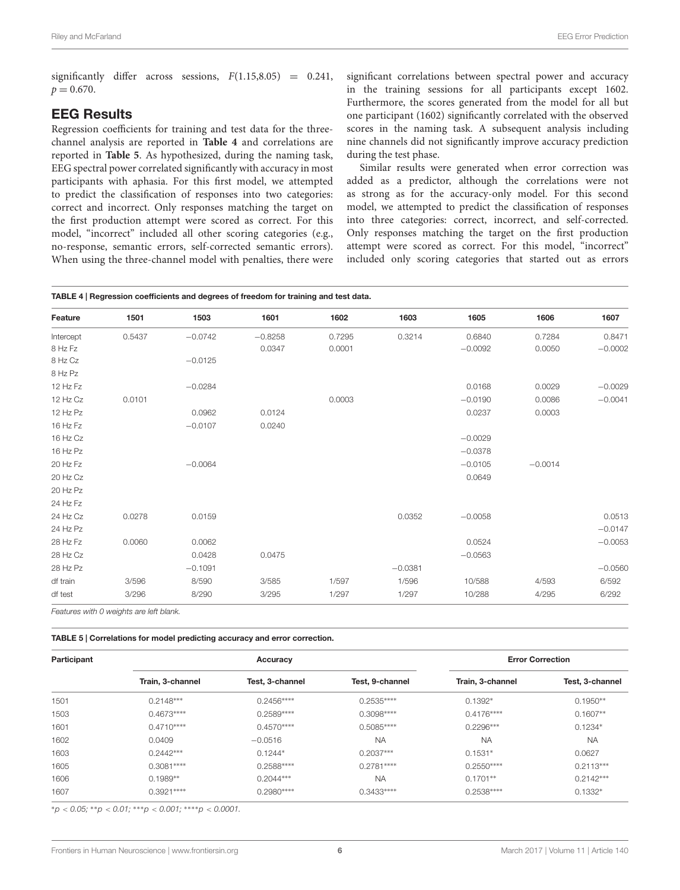significantly differ across sessions, $F(1.15,8.05) = 0.241$, $p = 0.670$.

## EEG Results

Regression coefficients for training and test data for the three-channel analysis are reported in **Table 4** and correlations are reported in **Table 5**. As hypothesized, during the naming task, EEG spectral power correlated significantly with accuracy in most participants with aphasia. For this first model, we attempted to predict the classification of responses into two categories: correct and incorrect. Only responses matching the target on the first production attempt were scored as correct. For this model, "incorrect" included all other scoring categories (e.g., no-response, semantic errors, self-corrected semantic errors). When using the three-channel model with penalties, there were significant correlations between spectral power and accuracy in the training sessions for all participants except 1602. Furthermore, the scores generated from the model for all but one participant (1602) significantly correlated with the observed scores in the naming task. A subsequent analysis including nine channels did not significantly improve accuracy prediction during the test phase.

Similar results were generated when error correction was added as a predictor, although the correlations were not as strong as for the accuracy-only model. For this second model, we attempted to predict the classification of responses into three categories: correct, incorrect, and self-corrected. Only responses matching the target on the first production attempt were scored as correct. For this model, "incorrect" included only scoring categories that started out as errors

**TABLE 4 | Regression coefficients and degrees of freedom for training and test data.**

| Feature | 1501 | 1503 | 1601 | 1602 | 1603 | 1605 | 1606 | 1607 |
|---|---|---|---|---|---|---|---|---|
| Intercept | 0.5437 | −0.0742 | −0.8258 | 0.7295 | 0.3214 | 0.6840 | 0.7284 | 0.8471 |
| 8 Hz Fz | | | 0.0347 | 0.0001 | | −0.0092 | 0.0050 | −0.0002 |
| 8 Hz Cz | | −0.0125 | | | | | | |
| 8 Hz Pz | | | | | | | | |
| 12 Hz Fz | | −0.0284 | | | | 0.0168 | 0.0029 | −0.0029 |
| 12 Hz Cz | 0.0101 | | | 0.0003 | | −0.0190 | 0.0086 | −0.0041 |
| 12 Hz Pz | | 0.0962 | 0.0124 | | | 0.0237 | 0.0003 | |
| 16 Hz Fz | | −0.0107 | 0.0240 | | | | | |
| 16 Hz Cz | | | | | | −0.0029 | | |
| 16 Hz Pz | | | | | | −0.0378 | | |
| 20 Hz Fz | | −0.0064 | | | | −0.0105 | −0.0014 | |
| 20 Hz Cz | | | | | | 0.0649 | | |
| 20 Hz Pz | | | | | | | | |
| 24 Hz Fz | | | | | | | | |
| 24 Hz Cz | 0.0278 | 0.0159 | | | 0.0352 | −0.0058 | | 0.0513 |
| 24 Hz Pz | | | | | | | | −0.0147 |
| 28 Hz Fz | 0.0060 | 0.0062 | | | | 0.0524 | | −0.0053 |
| 28 Hz Cz | | 0.0428 | 0.0475 | | | −0.0563 | | |
| 28 Hz Pz | | −0.1091 | | | −0.0381 | | | −0.0560 |
| df train | 3/596 | 8/590 | 3/585 | 1/597 | 1/596 | 10/588 | 4/593 | 6/592 |
| df test | 3/296 | 8/290 | 3/295 | 1/297 | 1/297 | 10/288 | 4/295 | 6/292 |

*Features with 0 weights are left blank.*

**TABLE 5 | Correlations for model predicting accuracy and error correction.**

| Participant | Accuracy | | | Error Correction | |
|---|---|---|---|---|---|
| | Train, 3-channel | Test, 3-channel | Test, 9-channel | Train, 3-channel | Test, 3-channel |
| 1501 | 0.2148*** | 0.2456**** | 0.2535**** | 0.1392* | 0.1950** |
| 1503 | 0.4673**** | 0.2589**** | 0.3098**** | 0.4176**** | 0.1607** |
| 1601 | 0.4710**** | 0.4570**** | 0.5085**** | 0.2296*** | 0.1234* |
| 1602 | 0.0409 | −0.0516 | NA | NA | NA |
| 1603 | 0.2442*** | 0.1244* | 0.2037*** | 0.1531* | 0.0627 |
| 1605 | 0.3081**** | 0.2588**** | 0.2781**** | 0.2550**** | 0.2113*** |
| 1606 | 0.1989** | 0.2044*** | NA | 0.1701** | 0.2142*** |
| 1607 | 0.3921**** | 0.2980**** | 0.3433**** | 0.2538**** | 0.1332* |

**p* < 0.05; ***p* < 0.01; ****p* < 0.001; *****p* < 0.0001.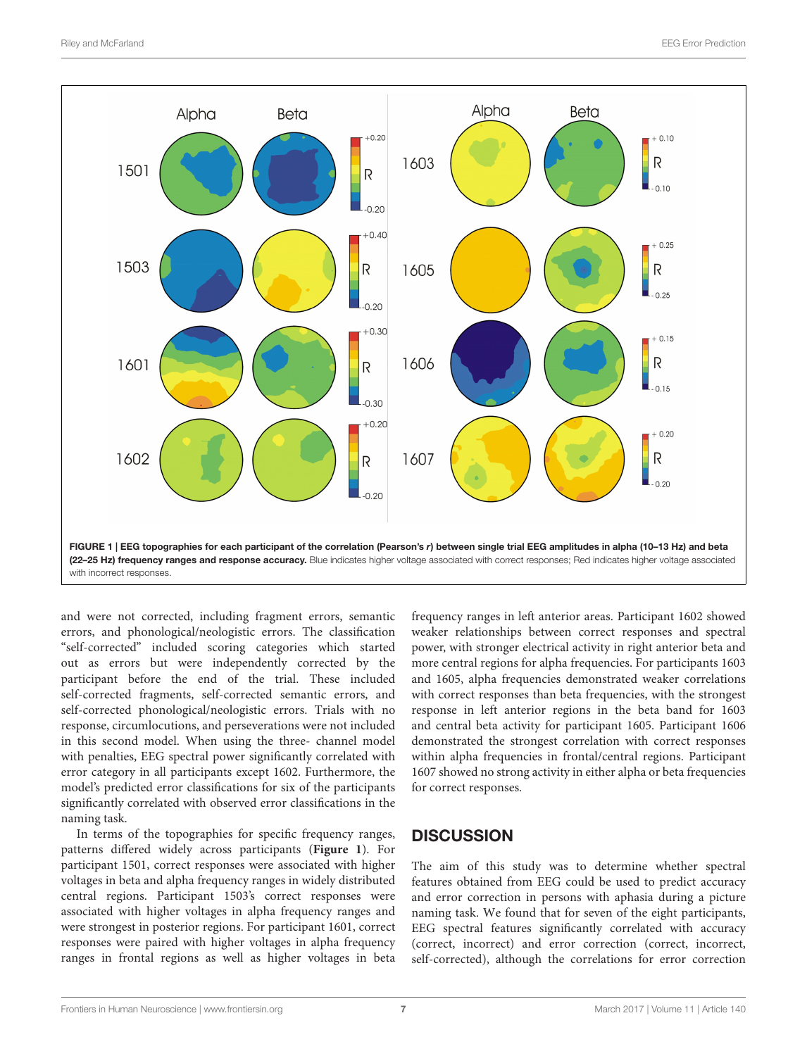FIGURE 1 | EEG topographies for each participant of the correlation (Pearson's *r*) between single trial EEG amplitudes in alpha (10–13 Hz) and beta (22–25 Hz) frequency ranges and response accuracy. Blue indicates higher voltage associated with correct responses; Red indicates higher voltage associated with incorrect responses.

and were not corrected, including fragment errors, semantic errors, and phonological/neologistic errors. The classification "self-corrected" included scoring categories which started out as errors but were independently corrected by the participant before the end of the trial. These included self-corrected fragments, self-corrected semantic errors, and self-corrected phonological/neologistic errors. Trials with no response, circumlocutions, and perseverations were not included in this second model. When using the three- channel model with penalties, EEG spectral power significantly correlated with error category in all participants except 1602. Furthermore, the model's predicted error classifications for six of the participants significantly correlated with observed error classifications in the naming task.

In terms of the topographies for specific frequency ranges, patterns differed widely across participants (**Figure 1**). For participant 1501, correct responses were associated with higher voltages in beta and alpha frequency ranges in widely distributed central regions. Participant 1503's correct responses were associated with higher voltages in alpha frequency ranges and were strongest in posterior regions. For participant 1601, correct responses were paired with higher voltages in alpha frequency ranges in frontal regions as well as higher voltages in beta frequency ranges in left anterior areas. Participant 1602 showed weaker relationships between correct responses and spectral power, with stronger electrical activity in right anterior beta and more central regions for alpha frequencies. For participants 1603 and 1605, alpha frequencies demonstrated weaker correlations with correct responses than beta frequencies, with the strongest response in left anterior regions in the beta band for 1603 and central beta activity for participant 1605. Participant 1606 demonstrated the strongest correlation with correct responses within alpha frequencies in frontal/central regions. Participant 1607 showed no strong activity in either alpha or beta frequencies for correct responses.

## DISCUSSION

The aim of this study was to determine whether spectral features obtained from EEG could be used to predict accuracy and error correction in persons with aphasia during a picture naming task. We found that for seven of the eight participants, EEG spectral features significantly correlated with accuracy (correct, incorrect) and error correction (correct, incorrect, self-corrected), although the correlations for error correction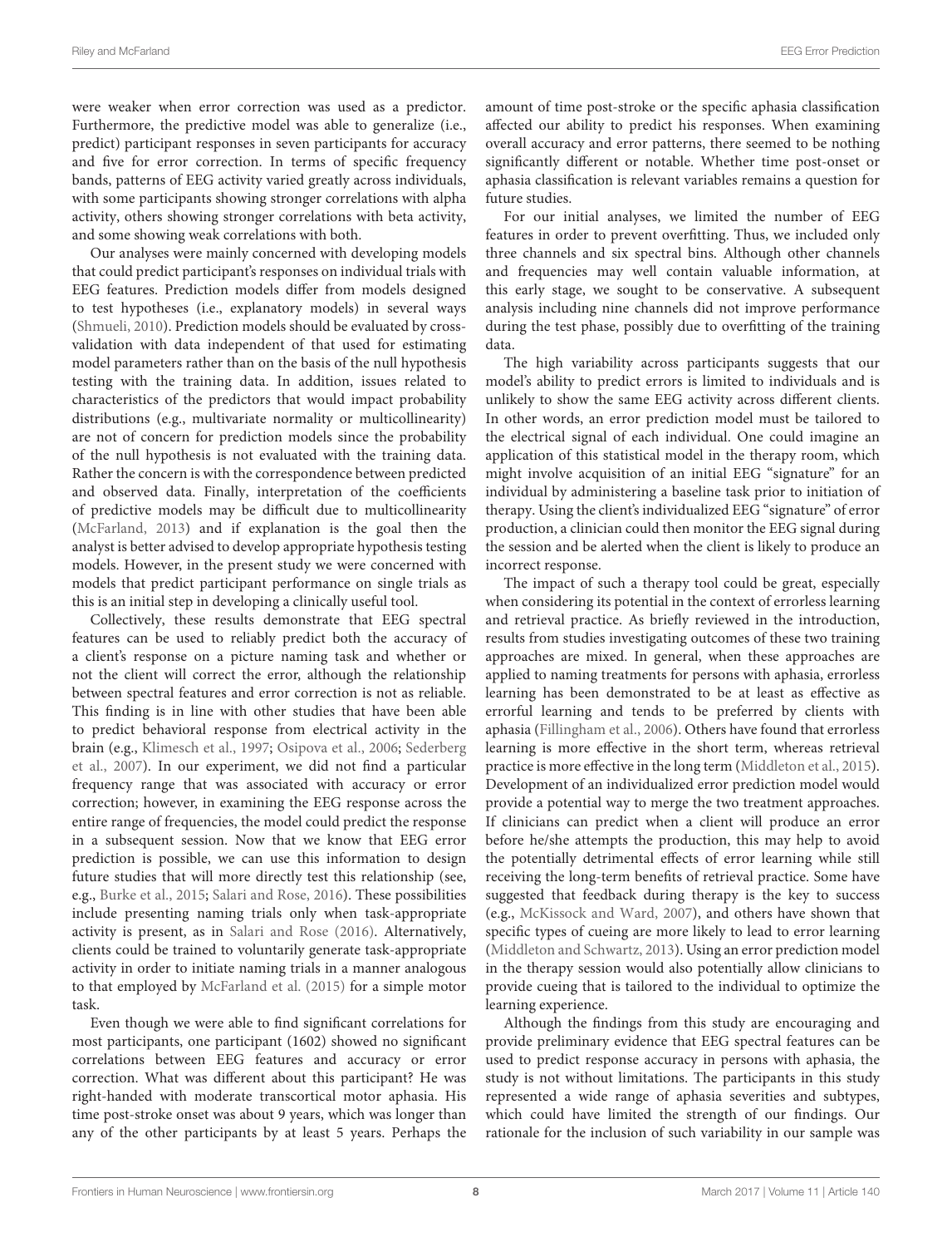were weaker when error correction was used as a predictor. Furthermore, the predictive model was able to generalize (i.e., predict) participant responses in seven participants for accuracy and five for error correction. In terms of specific frequency bands, patterns of EEG activity varied greatly across individuals, with some participants showing stronger correlations with alpha activity, others showing stronger correlations with beta activity, and some showing weak correlations with both.

Our analyses were mainly concerned with developing models that could predict participant's responses on individual trials with EEG features. Prediction models differ from models designed to test hypotheses (i.e., explanatory models) in several ways (Shmueli, 2010). Prediction models should be evaluated by cross-validation with data independent of that used for estimating model parameters rather than on the basis of the null hypothesis testing with the training data. In addition, issues related to characteristics of the predictors that would impact probability distributions (e.g., multivariate normality or multicollinearity) are not of concern for prediction models since the probability of the null hypothesis is not evaluated with the training data. Rather the concern is with the correspondence between predicted and observed data. Finally, interpretation of the coefficients of predictive models may be difficult due to multicollinearity (McFarland, 2013) and if explanation is the goal then the analyst is better advised to develop appropriate hypothesis testing models. However, in the present study we were concerned with models that predict participant performance on single trials as this is an initial step in developing a clinically useful tool.

Collectively, these results demonstrate that EEG spectral features can be used to reliably predict both the accuracy of a client's response on a picture naming task and whether or not the client will correct the error, although the relationship between spectral features and error correction is not as reliable. This finding is in line with other studies that have been able to predict behavioral response from electrical activity in the brain (e.g., Klimesch et al., 1997; Osipova et al., 2006; Sederberg et al., 2007). In our experiment, we did not find a particular frequency range that was associated with accuracy or error correction; however, in examining the EEG response across the entire range of frequencies, the model could predict the response in a subsequent session. Now that we know that EEG error prediction is possible, we can use this information to design future studies that will more directly test this relationship (see, e.g., Burke et al., 2015; Salari and Rose, 2016). These possibilities include presenting naming trials only when task-appropriate activity is present, as in Salari and Rose (2016). Alternatively, clients could be trained to voluntarily generate task-appropriate activity in order to initiate naming trials in a manner analogous to that employed by McFarland et al. (2015) for a simple motor task.

Even though we were able to find significant correlations for most participants, one participant (1602) showed no significant correlations between EEG features and accuracy or error correction. What was different about this participant? He was right-handed with moderate transcortical motor aphasia. His time post-stroke onset was about 9 years, which was longer than any of the other participants by at least 5 years. Perhaps the amount of time post-stroke or the specific aphasia classification affected our ability to predict his responses. When examining overall accuracy and error patterns, there seemed to be nothing significantly different or notable. Whether time post-onset or aphasia classification is relevant variables remains a question for future studies.

For our initial analyses, we limited the number of EEG features in order to prevent overfitting. Thus, we included only three channels and six spectral bins. Although other channels and frequencies may well contain valuable information, at this early stage, we sought to be conservative. A subsequent analysis including nine channels did not improve performance during the test phase, possibly due to overfitting of the training data.

The high variability across participants suggests that our model's ability to predict errors is limited to individuals and is unlikely to show the same EEG activity across different clients. In other words, an error prediction model must be tailored to the electrical signal of each individual. One could imagine an application of this statistical model in the therapy room, which might involve acquisition of an initial EEG "signature" for an individual by administering a baseline task prior to initiation of therapy. Using the client's individualized EEG "signature" of error production, a clinician could then monitor the EEG signal during the session and be alerted when the client is likely to produce an incorrect response.

The impact of such a therapy tool could be great, especially when considering its potential in the context of errorless learning and retrieval practice. As briefly reviewed in the introduction, results from studies investigating outcomes of these two training approaches are mixed. In general, when these approaches are applied to naming treatments for persons with aphasia, errorless learning has been demonstrated to be at least as effective as errorful learning and tends to be preferred by clients with aphasia (Fillingham et al., 2006). Others have found that errorless learning is more effective in the short term, whereas retrieval practice is more effective in the long term (Middleton et al., 2015). Development of an individualized error prediction model would provide a potential way to merge the two treatment approaches. If clinicians can predict when a client will produce an error before he/she attempts the production, this may help to avoid the potentially detrimental effects of error learning while still receiving the long-term benefits of retrieval practice. Some have suggested that feedback during therapy is the key to success (e.g., McKissock and Ward, 2007), and others have shown that specific types of cueing are more likely to lead to error learning (Middleton and Schwartz, 2013). Using an error prediction model in the therapy session would also potentially allow clinicians to provide cueing that is tailored to the individual to optimize the learning experience.

Although the findings from this study are encouraging and provide preliminary evidence that EEG spectral features can be used to predict response accuracy in persons with aphasia, the study is not without limitations. The participants in this study represented a wide range of aphasia severities and subtypes, which could have limited the strength of our findings. Our rationale for the inclusion of such variability in our sample was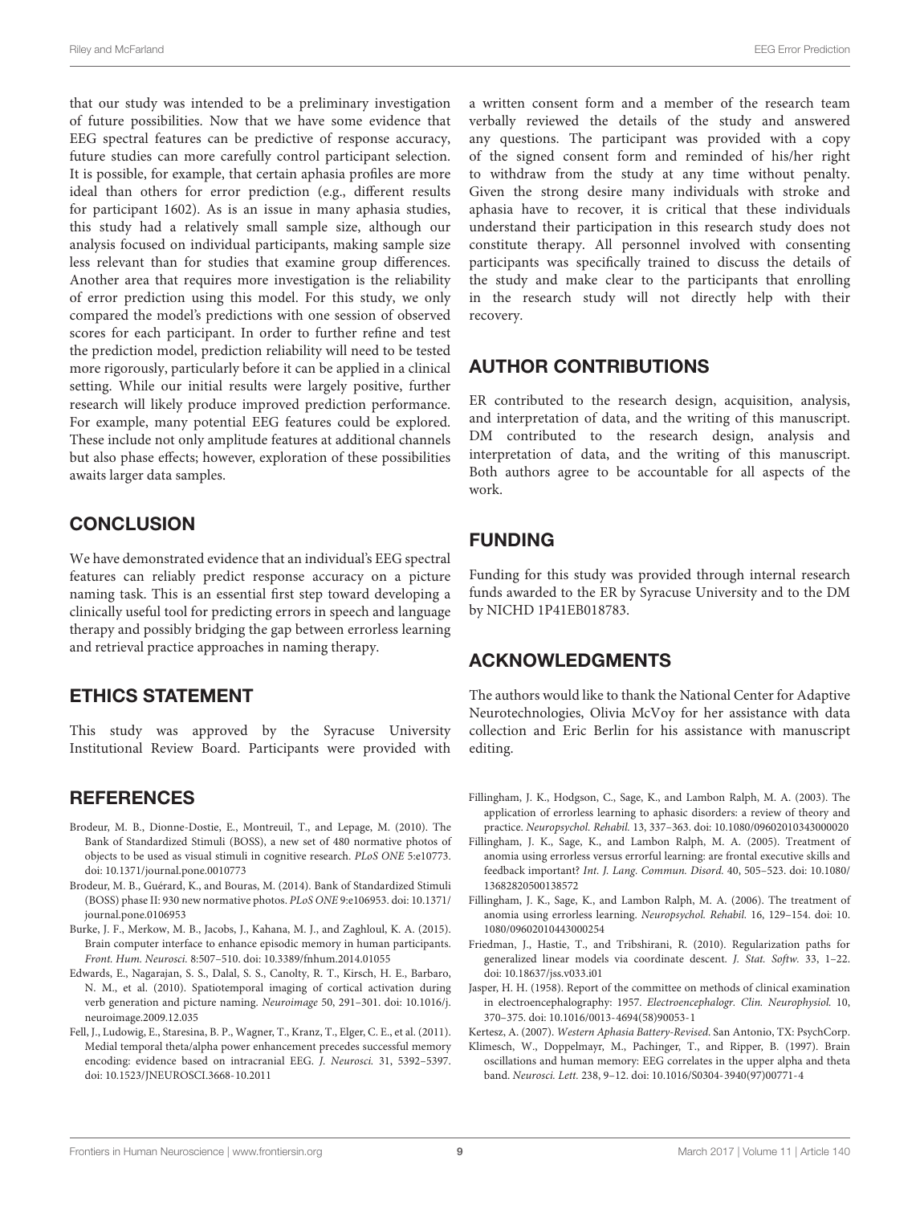that our study was intended to be a preliminary investigation of future possibilities. Now that we have some evidence that EEG spectral features can be predictive of response accuracy, future studies can more carefully control participant selection. It is possible, for example, that certain aphasia profiles are more ideal than others for error prediction (e.g., different results for participant 1602). As is an issue in many aphasia studies, this study had a relatively small sample size, although our analysis focused on individual participants, making sample size less relevant than for studies that examine group differences. Another area that requires more investigation is the reliability of error prediction using this model. For this study, we only compared the model's predictions with one session of observed scores for each participant. In order to further refine and test the prediction model, prediction reliability will need to be tested more rigorously, particularly before it can be applied in a clinical setting. While our initial results were largely positive, further research will likely produce improved prediction performance. For example, many potential EEG features could be explored. These include not only amplitude features at additional channels but also phase effects; however, exploration of these possibilities awaits larger data samples.

## CONCLUSION

We have demonstrated evidence that an individual's EEG spectral features can reliably predict response accuracy on a picture naming task. This is an essential first step toward developing a clinically useful tool for predicting errors in speech and language therapy and possibly bridging the gap between errorless learning and retrieval practice approaches in naming therapy.

## ETHICS STATEMENT

This study was approved by the Syracuse University Institutional Review Board. Participants were provided with a written consent form and a member of the research team verbally reviewed the details of the study and answered any questions. The participant was provided with a copy of the signed consent form and reminded of his/her right to withdraw from the study at any time without penalty. Given the strong desire many individuals with stroke and aphasia have to recover, it is critical that these individuals understand their participation in this research study does not constitute therapy. All personnel involved with consenting participants was specifically trained to discuss the details of the study and make clear to the participants that enrolling in the research study will not directly help with their recovery.

## AUTHOR CONTRIBUTIONS

ER contributed to the research design, acquisition, analysis, and interpretation of data, and the writing of this manuscript. DM contributed to the research design, analysis and interpretation of data, and the writing of this manuscript. Both authors agree to be accountable for all aspects of the work.

## FUNDING

Funding for this study was provided through internal research funds awarded to the ER by Syracuse University and to the DM by NICHD 1P41EB018783.

## ACKNOWLEDGMENTS

The authors would like to thank the National Center for Adaptive Neurotechnologies, Olivia McVoy for her assistance with data collection and Eric Berlin for his assistance with manuscript editing.

## REFERENCES

Brodeur, M. B., Dionne-Dostie, E., Montreuil, T., and Lepage, M. (2010). The Bank of Standardized Stimuli (BOSS), a new set of 480 normative photos of objects to be used as visual stimuli in cognitive research. *PLoS ONE* 5:e10773. doi: 10.1371/journal.pone.0010773

Brodeur, M. B., Guérard, K., and Bouras, M. (2014). Bank of Standardized Stimuli (BOSS) phase II: 930 new normative photos. *PLoS ONE* 9:e106953. doi: 10.1371/journal.pone.0106953

Burke, J. F., Merkow, M. B., Jacobs, J., Kahana, M. J., and Zaghloul, K. A. (2015). Brain computer interface to enhance episodic memory in human participants. *Front. Hum. Neurosci.* 8:507–510. doi: 10.3389/fnhum.2014.01055

Edwards, E., Nagarajan, S. S., Dalal, S. S., Canolty, R. T., Kirsch, H. E., Barbaro, N. M., et al. (2010). Spatiotemporal imaging of cortical activation during verb generation and picture naming. *Neuroimage* 50, 291–301. doi: 10.1016/j.neuroimage.2009.12.035

Fell, J., Ludowig, E., Staresina, B. P., Wagner, T., Kranz, T., Elger, C. E., et al. (2011). Medial temporal theta/alpha power enhancement precedes successful memory encoding: evidence based on intracranial EEG. *J. Neurosci.* 31, 5392–5397. doi: 10.1523/JNEUROSCI.3668-10.2011

Fillingham, J. K., Hodgson, C., Sage, K., and Lambon Ralph, M. A. (2003). The application of errorless learning to aphasic disorders: a review of theory and practice. *Neuropsychol. Rehabil.* 13, 337–363. doi: 10.1080/09602010343000020

Fillingham, J. K., Sage, K., and Lambon Ralph, M. A. (2005). Treatment of anomia using errorless versus errorful learning: are frontal executive skills and feedback important? *Int. J. Lang. Commun. Disord.* 40, 505–523. doi: 10.1080/13682820500138572

Fillingham, J. K., Sage, K., and Lambon Ralph, M. A. (2006). The treatment of anomia using errorless learning. *Neuropsychol. Rehabil.* 16, 129–154. doi: 10.1080/09602010443000254

Friedman, J., Hastie, T., and Tribshirani, R. (2010). Regularization paths for generalized linear models via coordinate descent. *J. Stat. Softw.* 33, 1–22. doi: 10.18637/jss.v033.i01

Jasper, H. H. (1958). Report of the committee on methods of clinical examination in electroencephalography: 1957. *Electroencephalogr. Clin. Neurophysiol.* 10, 370–375. doi: 10.1016/0013-4694(58)90053-1

Kertesz, A. (2007). *Western Aphasia Battery-Revised*. San Antonio, TX: PsychCorp.

Klimesch, W., Doppelmayr, M., Pachinger, T., and Ripper, B. (1997). Brain oscillations and human memory: EEG correlates in the upper alpha and theta band. *Neurosci. Lett.* 238, 9–12. doi: 10.1016/S0304-3940(97)00771-4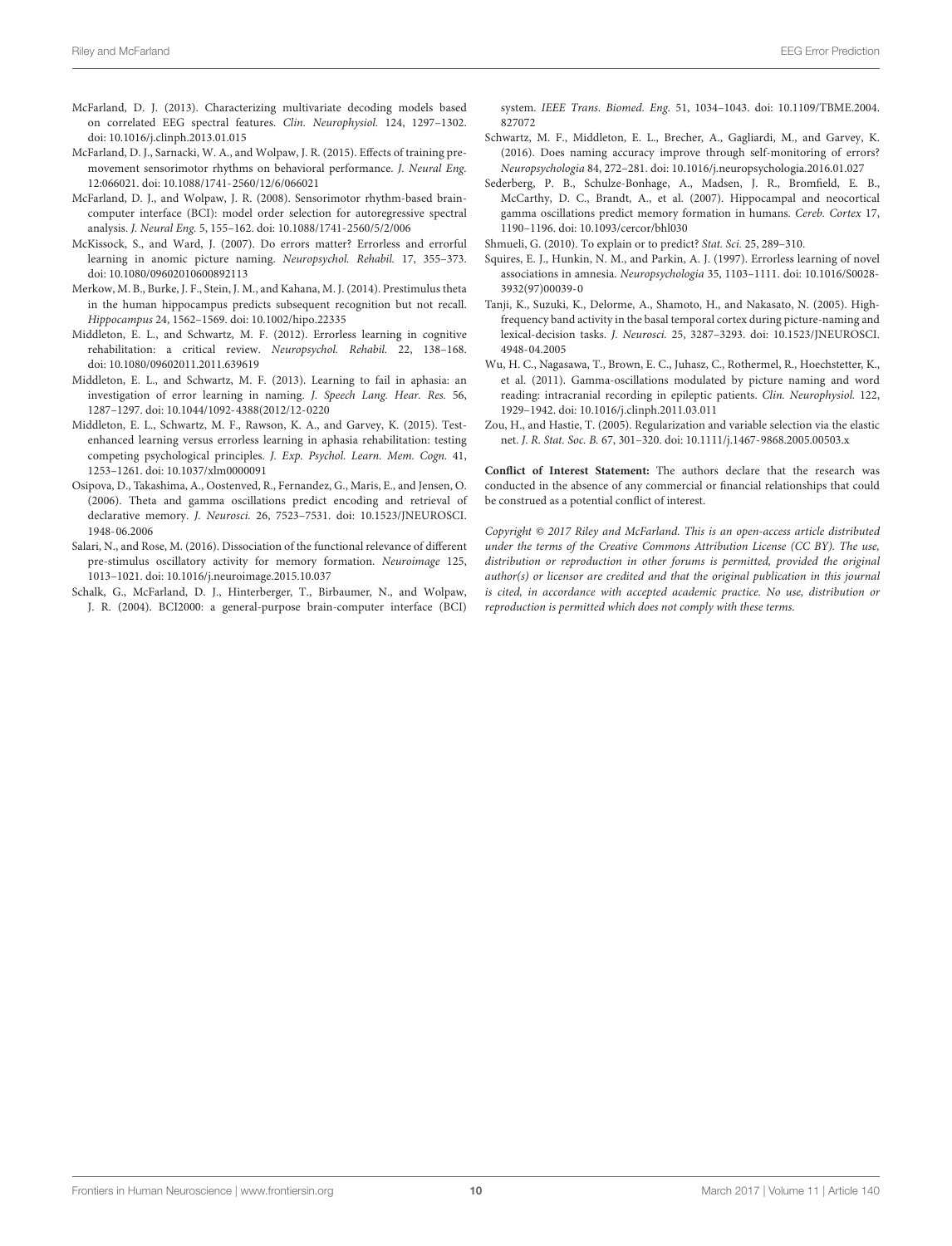McFarland, D. J. (2013). Characterizing multivariate decoding models based on correlated EEG spectral features. *Clin. Neurophysiol.* 124, 1297–1302. doi: 10.1016/j.clinph.2013.01.015

McFarland, D. J., Sarnacki, W. A., and Wolpaw, J. R. (2015). Effects of training pre-movement sensorimotor rhythms on behavioral performance. *J. Neural Eng.* 12:066021. doi: 10.1088/1741-2560/12/6/066021

McFarland, D. J., and Wolpaw, J. R. (2008). Sensorimotor rhythm-based brain-computer interface (BCI): model order selection for autoregressive spectral analysis. *J. Neural Eng.* 5, 155–162. doi: 10.1088/1741-2560/5/2/006

McKissock, S., and Ward, J. (2007). Do errors matter? Errorless and errorful learning in anomic picture naming. *Neuropsychol. Rehabil.* 17, 355–373. doi: 10.1080/09602010600892113

Merkow, M. B., Burke, J. F., Stein, J. M., and Kahana, M. J. (2014). Prestimulus theta in the human hippocampus predicts subsequent recognition but not recall. *Hippocampus* 24, 1562–1569. doi: 10.1002/hipo.22335

Middleton, E. L., and Schwartz, M. F. (2012). Errorless learning in cognitive rehabilitation: a critical review. *Neuropsychol. Rehabil.* 22, 138–168. doi: 10.1080/09602011.2011.639619

Middleton, E. L., and Schwartz, M. F. (2013). Learning to fail in aphasia: an investigation of error learning in naming. *J. Speech Lang. Hear. Res.* 56, 1287–1297. doi: 10.1044/1092-4388(2012/12-0220

Middleton, E. L., Schwartz, M. F., Rawson, K. A., and Garvey, K. (2015). Test-enhanced learning versus errorless learning in aphasia rehabilitation: testing competing psychological principles. *J. Exp. Psychol. Learn. Mem. Cogn.* 41, 1253–1261. doi: 10.1037/xlm0000091

Osipova, D., Takashima, A., Oostenved, R., Fernandez, G., Maris, E., and Jensen, O. (2006). Theta and gamma oscillations predict encoding and retrieval of declarative memory. *J. Neurosci.* 26, 7523–7531. doi: 10.1523/JNEUROSCI.1948-06.2006

Salari, N., and Rose, M. (2016). Dissociation of the functional relevance of different pre-stimulus oscillatory activity for memory formation. *Neuroimage* 125, 1013–1021. doi: 10.1016/j.neuroimage.2015.10.037

Schalk, G., McFarland, D. J., Hinterberger, T., Birbaumer, N., and Wolpaw, J. R. (2004). BCI2000: a general-purpose brain-computer interface (BCI) system. *IEEE Trans. Biomed. Eng.* 51, 1034–1043. doi: 10.1109/TBME.2004.827072

Schwartz, M. F., Middleton, E. L., Brecher, A., Gagliardi, M., and Garvey, K. (2016). Does naming accuracy improve through self-monitoring of errors? *Neuropsychologia* 84, 272–281. doi: 10.1016/j.neuropsychologia.2016.01.027

Sederberg, P. B., Schulze-Bonhage, A., Madsen, J. R., Bromfield, E. B., McCarthy, D. C., Brandt, A., et al. (2007). Hippocampal and neocortical gamma oscillations predict memory formation in humans. *Cereb. Cortex* 17, 1190–1196. doi: 10.1093/cercor/bhl030

Shmueli, G. (2010). To explain or to predict? *Stat. Sci.* 25, 289–310.

Squires, E. J., Hunkin, N. M., and Parkin, A. J. (1997). Errorless learning of novel associations in amnesia. *Neuropsychologia* 35, 1103–1111. doi: 10.1016/S0028-3932(97)00039-0

Tanji, K., Suzuki, K., Delorme, A., Shamoto, H., and Nakasato, N. (2005). High-frequency band activity in the basal temporal cortex during picture-naming and lexical-decision tasks. *J. Neurosci.* 25, 3287–3293. doi: 10.1523/JNEUROSCI.4948-04.2005

Wu, H. C., Nagasawa, T., Brown, E. C., Juhasz, C., Rothermel, R., Hoechstetter, K., et al. (2011). Gamma-oscillations modulated by picture naming and word reading: intracranial recording in epileptic patients. *Clin. Neurophysiol.* 122, 1929–1942. doi: 10.1016/j.clinph.2011.03.011

Zou, H., and Hastie, T. (2005). Regularization and variable selection via the elastic net. *J. R. Stat. Soc. B.* 67, 301–320. doi: 10.1111/j.1467-9868.2005.00503.x

**Conflict of Interest Statement:** The authors declare that the research was conducted in the absence of any commercial or financial relationships that could be construed as a potential conflict of interest.

*Copyright © 2017 Riley and McFarland. This is an open-access article distributed under the terms of the Creative Commons Attribution License (CC BY). The use, distribution or reproduction in other forums is permitted, provided the original author(s) or licensor are credited and that the original publication in this journal is cited, in accordance with accepted academic practice. No use, distribution or reproduction is permitted which does not comply with these terms.*